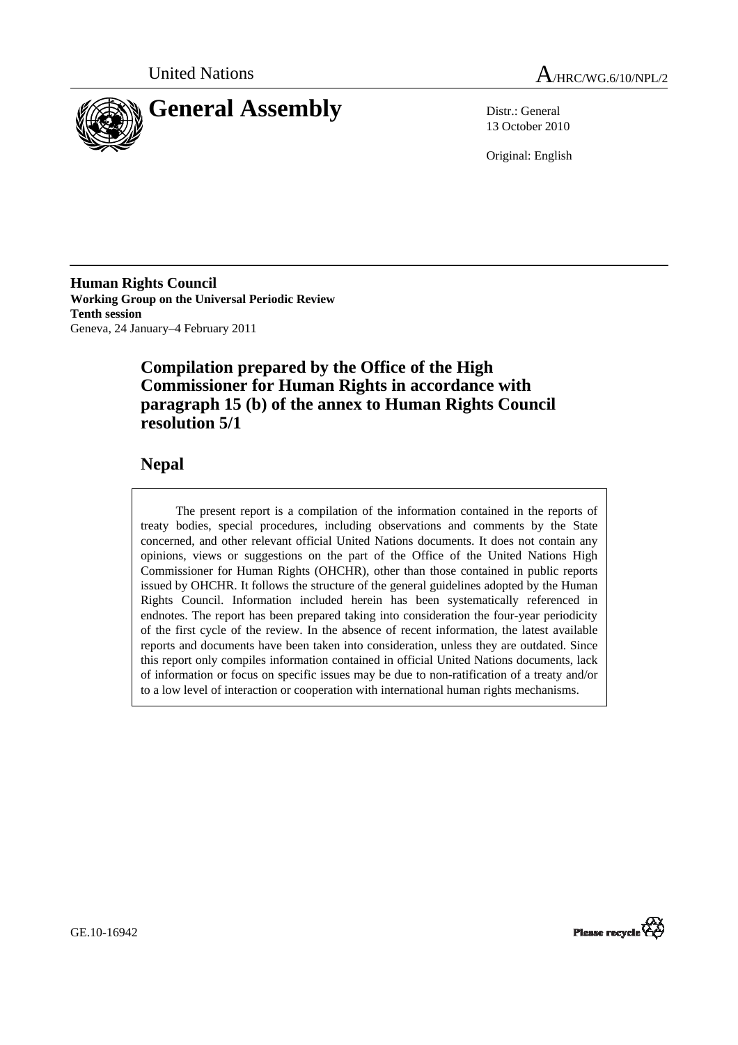United Nations

A/HRC/WG.6/10/NPL/2

# General Assembly

Distr.: General
13 October 2010

Original: English

**Human Rights Council**
**Working Group on the Universal Periodic Review**
**Tenth session**
Geneva, 24 January–4 February 2011

## Compilation prepared by the Office of the High Commissioner for Human Rights in accordance with paragraph 15 (b) of the annex to Human Rights Council resolution 5/1

## Nepal

The present report is a compilation of the information contained in the reports of treaty bodies, special procedures, including observations and comments by the State concerned, and other relevant official United Nations documents. It does not contain any opinions, views or suggestions on the part of the Office of the United Nations High Commissioner for Human Rights (OHCHR), other than those contained in public reports issued by OHCHR. It follows the structure of the general guidelines adopted by the Human Rights Council. Information included herein has been systematically referenced in endnotes. The report has been prepared taking into consideration the four-year periodicity of the first cycle of the review. In the absence of recent information, the latest available reports and documents have been taken into consideration, unless they are outdated. Since this report only compiles information contained in official United Nations documents, lack of information or focus on specific issues may be due to non-ratification of a treaty and/or to a low level of interaction or cooperation with international human rights mechanisms.

GE.10-16942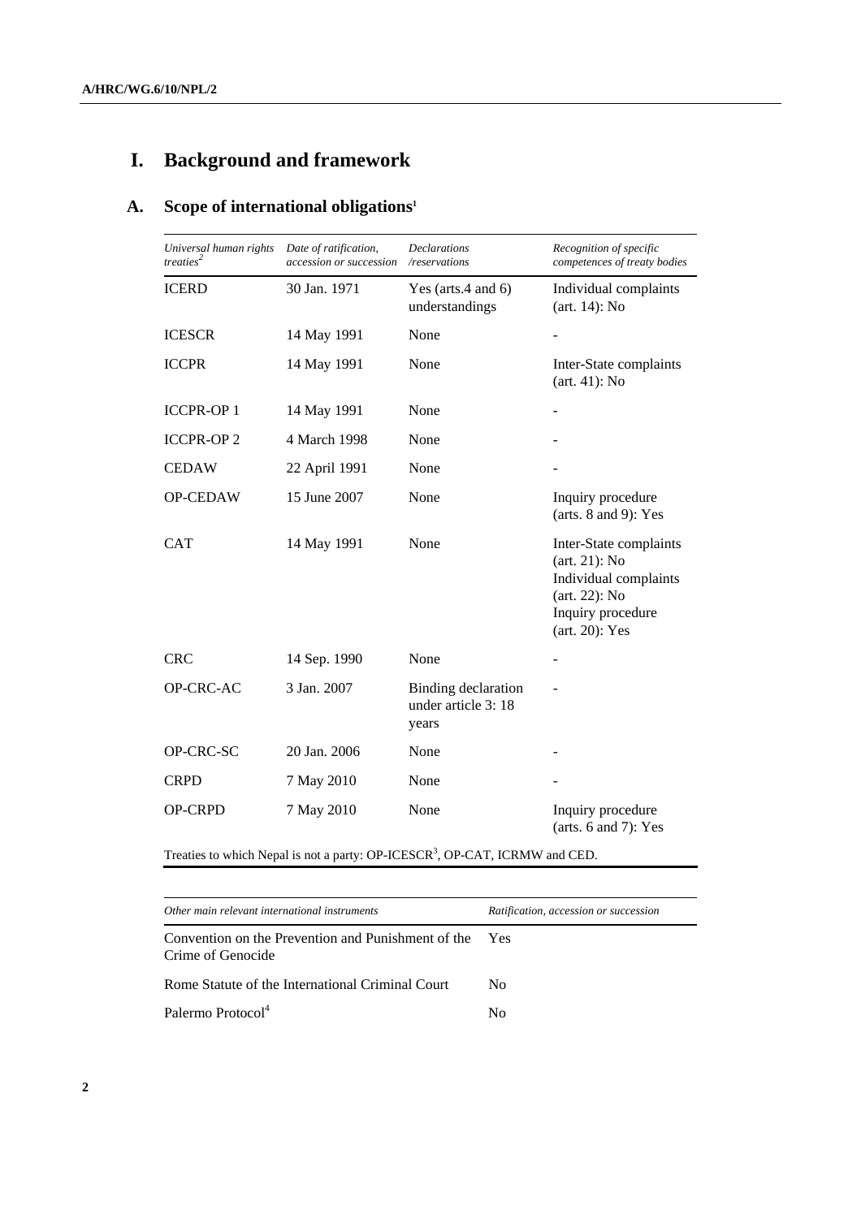# I. Background and framework

## A. Scope of international obligations[1]

| *Universal human rights treaties*[2] | *Date of ratification, accession or succession* | *Declarations /reservations* | *Recognition of specific competences of treaty bodies* |
|---|---|---|---|
| ICERD | 30 Jan. 1971 | Yes (arts.4 and 6) understandings | Individual complaints (art. 14): No |
| ICESCR | 14 May 1991 | None | - |
| ICCPR | 14 May 1991 | None | Inter-State complaints (art. 41): No |
| ICCPR-OP 1 | 14 May 1991 | None | - |
| ICCPR-OP 2 | 4 March 1998 | None | - |
| CEDAW | 22 April 1991 | None | - |
| OP-CEDAW | 15 June 2007 | None | Inquiry procedure (arts. 8 and 9): Yes |
| CAT | 14 May 1991 | None | Inter-State complaints (art. 21): No<br>Individual complaints (art. 22): No<br>Inquiry procedure (art. 20): Yes |
| CRC | 14 Sep. 1990 | None | - |
| OP-CRC-AC | 3 Jan. 2007 | Binding declaration under article 3: 18 years | - |
| OP-CRC-SC | 20 Jan. 2006 | None | - |
| CRPD | 7 May 2010 | None | - |
| OP-CRPD | 7 May 2010 | None | Inquiry procedure (arts. 6 and 7): Yes |

Treaties to which Nepal is not a party: OP-ICESCR[3], OP-CAT, ICRMW and CED.

| *Other main relevant international instruments* | *Ratification, accession or succession* |
|---|---|
| Convention on the Prevention and Punishment of the Crime of Genocide | Yes |
| Rome Statute of the International Criminal Court | No |
| Palermo Protocol[4] | No |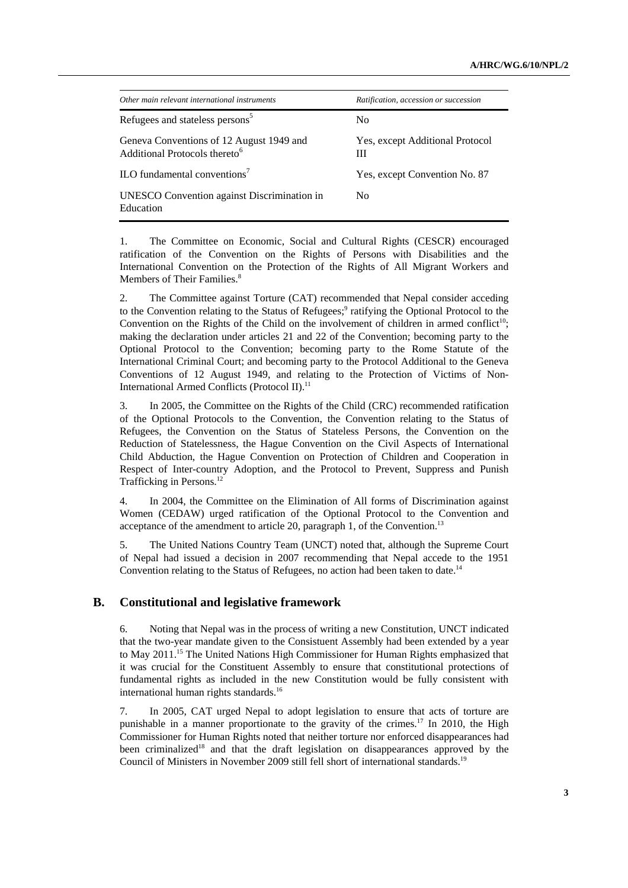| *Other main relevant international instruments* | *Ratification, accession or succession* |
|---|---|
| Refugees and stateless persons[5] | No |
| Geneva Conventions of 12 August 1949 and Additional Protocols thereto[6] | Yes, except Additional Protocol III |
| ILO fundamental conventions[7] | Yes, except Convention No. 87 |
| UNESCO Convention against Discrimination in Education | No |

1. The Committee on Economic, Social and Cultural Rights (CESCR) encouraged ratification of the Convention on the Rights of Persons with Disabilities and the International Convention on the Protection of the Rights of All Migrant Workers and Members of Their Families.[8]

2. The Committee against Torture (CAT) recommended that Nepal consider acceding to the Convention relating to the Status of Refugees;[9] ratifying the Optional Protocol to the Convention on the Rights of the Child on the involvement of children in armed conflict[10]; making the declaration under articles 21 and 22 of the Convention; becoming party to the Optional Protocol to the Convention; becoming party to the Rome Statute of the International Criminal Court; and becoming party to the Protocol Additional to the Geneva Conventions of 12 August 1949, and relating to the Protection of Victims of Non-International Armed Conflicts (Protocol II).[11]

3. In 2005, the Committee on the Rights of the Child (CRC) recommended ratification of the Optional Protocols to the Convention, the Convention relating to the Status of Refugees, the Convention on the Status of Stateless Persons, the Convention on the Reduction of Statelessness, the Hague Convention on the Civil Aspects of International Child Abduction, the Hague Convention on Protection of Children and Cooperation in Respect of Inter-country Adoption, and the Protocol to Prevent, Suppress and Punish Trafficking in Persons.[12]

4. In 2004, the Committee on the Elimination of All forms of Discrimination against Women (CEDAW) urged ratification of the Optional Protocol to the Convention and acceptance of the amendment to article 20, paragraph 1, of the Convention.[13]

5. The United Nations Country Team (UNCT) noted that, although the Supreme Court of Nepal had issued a decision in 2007 recommending that Nepal accede to the 1951 Convention relating to the Status of Refugees, no action had been taken to date.[14]

## B. Constitutional and legislative framework

6. Noting that Nepal was in the process of writing a new Constitution, UNCT indicated that the two-year mandate given to the Consistuent Assembly had been extended by a year to May 2011.[15] The United Nations High Commissioner for Human Rights emphasized that it was crucial for the Constituent Assembly to ensure that constitutional protections of fundamental rights as included in the new Constitution would be fully consistent with international human rights standards.[16]

7. In 2005, CAT urged Nepal to adopt legislation to ensure that acts of torture are punishable in a manner proportionate to the gravity of the crimes.[17] In 2010, the High Commissioner for Human Rights noted that neither torture nor enforced disappearances had been criminalized[18] and that the draft legislation on disappearances approved by the Council of Ministers in November 2009 still fell short of international standards.[19]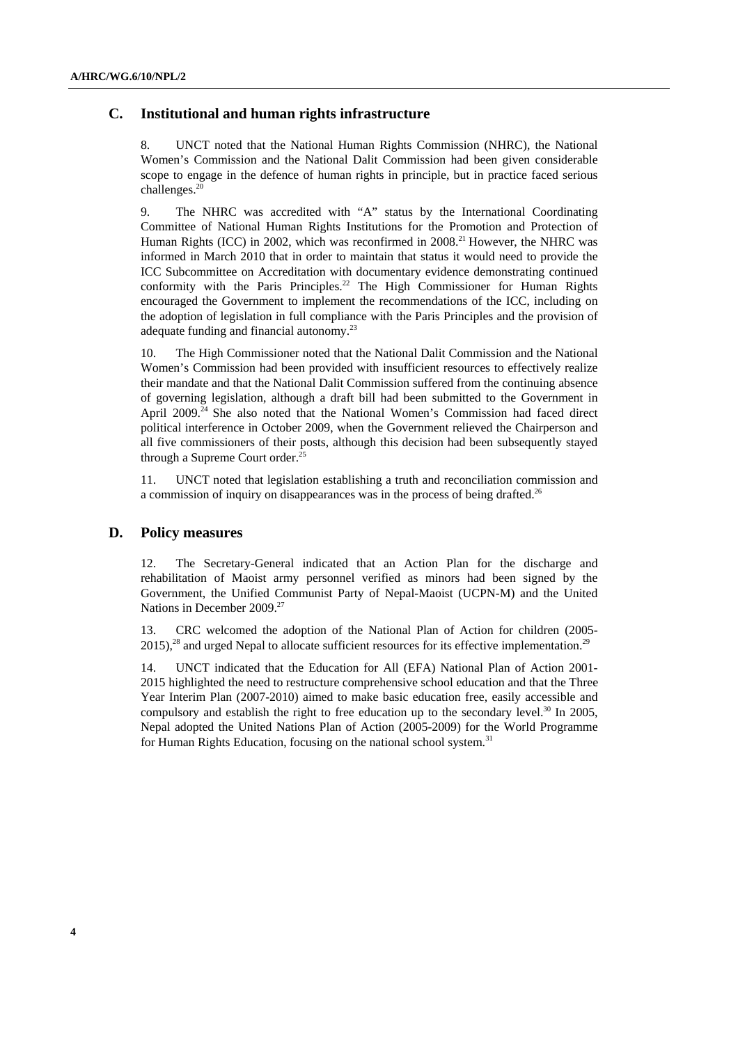## C. Institutional and human rights infrastructure

8. UNCT noted that the National Human Rights Commission (NHRC), the National Women's Commission and the National Dalit Commission had been given considerable scope to engage in the defence of human rights in principle, but in practice faced serious challenges.[20]

9. The NHRC was accredited with "A" status by the International Coordinating Committee of National Human Rights Institutions for the Promotion and Protection of Human Rights (ICC) in 2002, which was reconfirmed in 2008.[21] However, the NHRC was informed in March 2010 that in order to maintain that status it would need to provide the ICC Subcommittee on Accreditation with documentary evidence demonstrating continued conformity with the Paris Principles.[22] The High Commissioner for Human Rights encouraged the Government to implement the recommendations of the ICC, including on the adoption of legislation in full compliance with the Paris Principles and the provision of adequate funding and financial autonomy.[23]

10. The High Commissioner noted that the National Dalit Commission and the National Women's Commission had been provided with insufficient resources to effectively realize their mandate and that the National Dalit Commission suffered from the continuing absence of governing legislation, although a draft bill had been submitted to the Government in April 2009.[24] She also noted that the National Women's Commission had faced direct political interference in October 2009, when the Government relieved the Chairperson and all five commissioners of their posts, although this decision had been subsequently stayed through a Supreme Court order.[25]

11. UNCT noted that legislation establishing a truth and reconciliation commission and a commission of inquiry on disappearances was in the process of being drafted.[26]

## D. Policy measures

12. The Secretary-General indicated that an Action Plan for the discharge and rehabilitation of Maoist army personnel verified as minors had been signed by the Government, the Unified Communist Party of Nepal-Maoist (UCPN-M) and the United Nations in December 2009.[27]

13. CRC welcomed the adoption of the National Plan of Action for children (2005-2015),[28] and urged Nepal to allocate sufficient resources for its effective implementation.[29]

14. UNCT indicated that the Education for All (EFA) National Plan of Action 2001-2015 highlighted the need to restructure comprehensive school education and that the Three Year Interim Plan (2007-2010) aimed to make basic education free, easily accessible and compulsory and establish the right to free education up to the secondary level.[30] In 2005, Nepal adopted the United Nations Plan of Action (2005-2009) for the World Programme for Human Rights Education, focusing on the national school system.[31]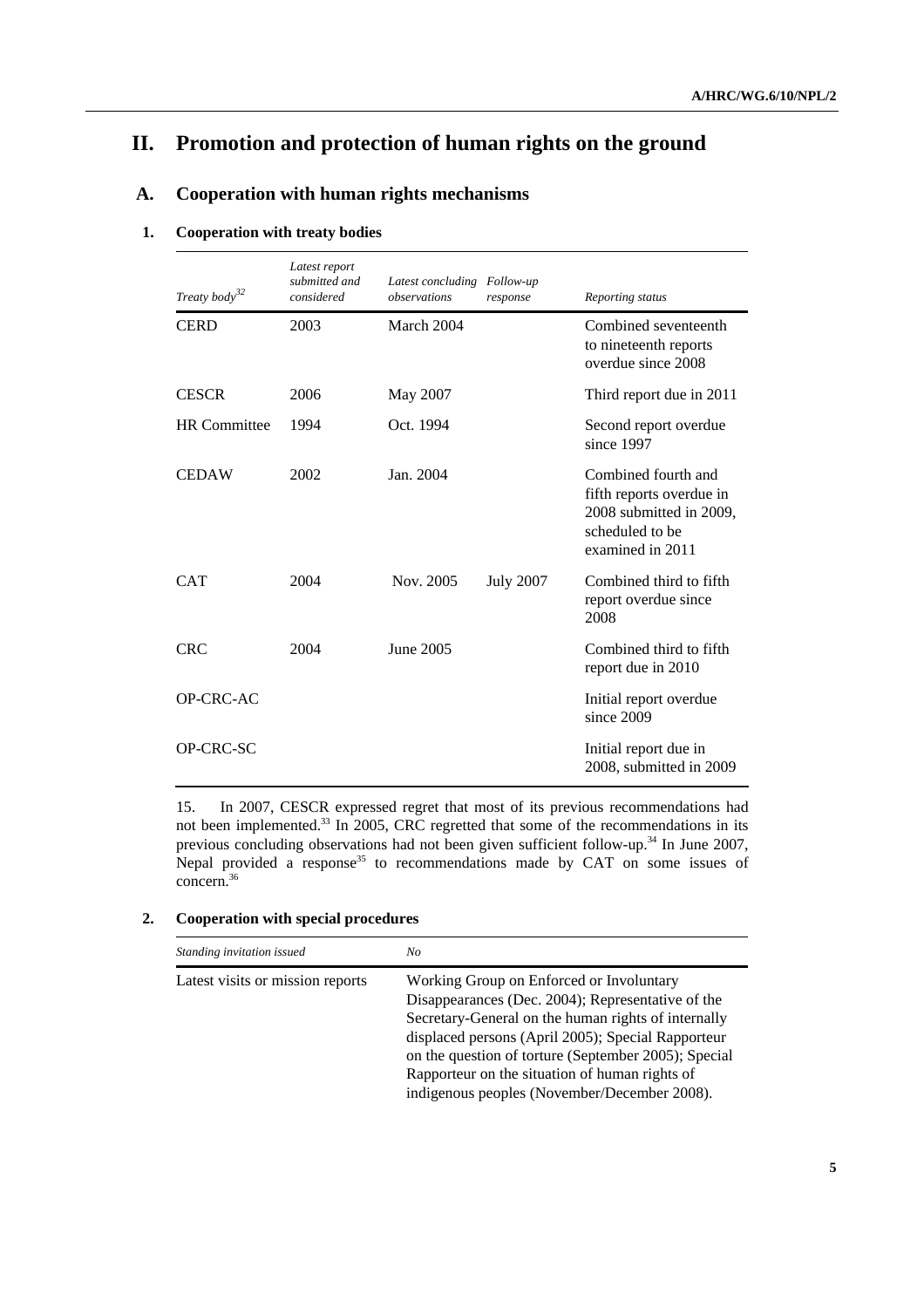# II. Promotion and protection of human rights on the ground

## A. Cooperation with human rights mechanisms

### 1. Cooperation with treaty bodies

| *Treaty body*[32] | *Latest report submitted and considered* | *Latest concluding observations* | *Follow-up response* | *Reporting status* |
|---|---|---|---|---|
| CERD | 2003 | March 2004 | | Combined seventeenth to nineteenth reports overdue since 2008 |
| CESCR | 2006 | May 2007 | | Third report due in 2011 |
| HR Committee | 1994 | Oct. 1994 | | Second report overdue since 1997 |
| CEDAW | 2002 | Jan. 2004 | | Combined fourth and fifth reports overdue in 2008 submitted in 2009, scheduled to be examined in 2011 |
| CAT | 2004 | Nov. 2005 | July 2007 | Combined third to fifth report overdue since 2008 |
| CRC | 2004 | June 2005 | | Combined third to fifth report due in 2010 |
| OP-CRC-AC | | | | Initial report overdue since 2009 |
| OP-CRC-SC | | | | Initial report due in 2008, submitted in 2009 |

15. In 2007, CESCR expressed regret that most of its previous recommendations had not been implemented.[33] In 2005, CRC regretted that some of the recommendations in its previous concluding observations had not been given sufficient follow-up.[34] In June 2007, Nepal provided a response[35] to recommendations made by CAT on some issues of concern.[36]

### 2. Cooperation with special procedures

| *Standing invitation issued* | *No* |
|---|---|
| Latest visits or mission reports | Working Group on Enforced or Involuntary Disappearances (Dec. 2004); Representative of the Secretary-General on the human rights of internally displaced persons (April 2005); Special Rapporteur on the question of torture (September 2005); Special Rapporteur on the situation of human rights of indigenous peoples (November/December 2008). |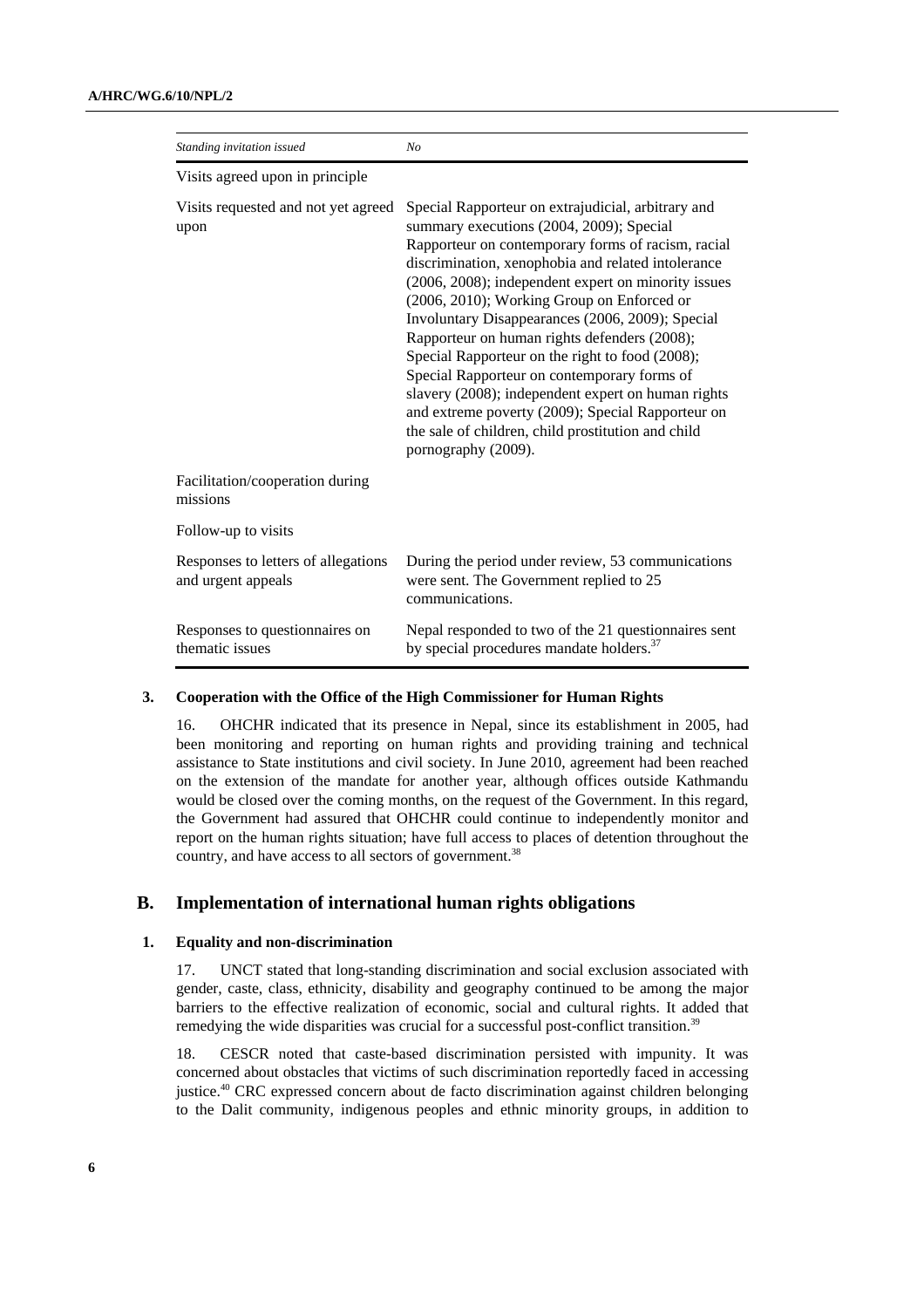| *Standing invitation issued* | *No* |
|---|---|
| Visits agreed upon in principle | |
| Visits requested and not yet agreed upon | Special Rapporteur on extrajudicial, arbitrary and summary executions (2004, 2009); Special Rapporteur on contemporary forms of racism, racial discrimination, xenophobia and related intolerance (2006, 2008); independent expert on minority issues (2006, 2010); Working Group on Enforced or Involuntary Disappearances (2006, 2009); Special Rapporteur on human rights defenders (2008); Special Rapporteur on the right to food (2008); Special Rapporteur on contemporary forms of slavery (2008); independent expert on human rights and extreme poverty (2009); Special Rapporteur on the sale of children, child prostitution and child pornography (2009). |
| Facilitation/cooperation during missions | |
| Follow-up to visits | |
| Responses to letters of allegations and urgent appeals | During the period under review, 53 communications were sent. The Government replied to 25 communications. |
| Responses to questionnaires on thematic issues | Nepal responded to two of the 21 questionnaires sent by special procedures mandate holders.[37] |

### 3. Cooperation with the Office of the High Commissioner for Human Rights

16. OHCHR indicated that its presence in Nepal, since its establishment in 2005, had been monitoring and reporting on human rights and providing training and technical assistance to State institutions and civil society. In June 2010, agreement had been reached on the extension of the mandate for another year, although offices outside Kathmandu would be closed over the coming months, on the request of the Government. In this regard, the Government had assured that OHCHR could continue to independently monitor and report on the human rights situation; have full access to places of detention throughout the country, and have access to all sectors of government.[38]

## B. Implementation of international human rights obligations

### 1. Equality and non-discrimination

17. UNCT stated that long-standing discrimination and social exclusion associated with gender, caste, class, ethnicity, disability and geography continued to be among the major barriers to the effective realization of economic, social and cultural rights. It added that remedying the wide disparities was crucial for a successful post-conflict transition.[39]

18. CESCR noted that caste-based discrimination persisted with impunity. It was concerned about obstacles that victims of such discrimination reportedly faced in accessing justice.[40] CRC expressed concern about de facto discrimination against children belonging to the Dalit community, indigenous peoples and ethnic minority groups, in addition to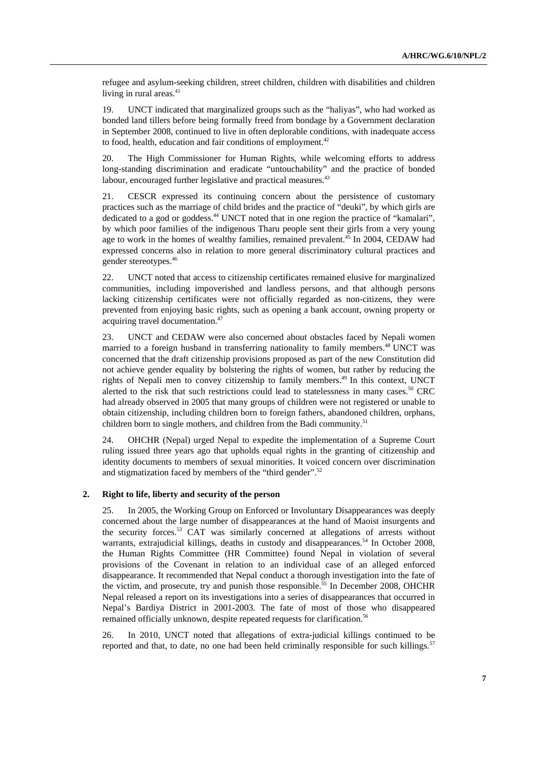refugee and asylum-seeking children, street children, children with disabilities and children living in rural areas.[41]

19. UNCT indicated that marginalized groups such as the "haliyas", who had worked as bonded land tillers before being formally freed from bondage by a Government declaration in September 2008, continued to live in often deplorable conditions, with inadequate access to food, health, education and fair conditions of employment.[42]

20. The High Commissioner for Human Rights, while welcoming efforts to address long-standing discrimination and eradicate "untouchability" and the practice of bonded labour, encouraged further legislative and practical measures.[43]

21. CESCR expressed its continuing concern about the persistence of customary practices such as the marriage of child brides and the practice of "deuki", by which girls are dedicated to a god or goddess.[44] UNCT noted that in one region the practice of "kamalari", by which poor families of the indigenous Tharu people sent their girls from a very young age to work in the homes of wealthy families, remained prevalent.[45] In 2004, CEDAW had expressed concerns also in relation to more general discriminatory cultural practices and gender stereotypes.[46]

22. UNCT noted that access to citizenship certificates remained elusive for marginalized communities, including impoverished and landless persons, and that although persons lacking citizenship certificates were not officially regarded as non-citizens, they were prevented from enjoying basic rights, such as opening a bank account, owning property or acquiring travel documentation.[47]

23. UNCT and CEDAW were also concerned about obstacles faced by Nepali women married to a foreign husband in transferring nationality to family members.[48] UNCT was concerned that the draft citizenship provisions proposed as part of the new Constitution did not achieve gender equality by bolstering the rights of women, but rather by reducing the rights of Nepali men to convey citizenship to family members.[49] In this context, UNCT alerted to the risk that such restrictions could lead to statelessness in many cases.[50] CRC had already observed in 2005 that many groups of children were not registered or unable to obtain citizenship, including children born to foreign fathers, abandoned children, orphans, children born to single mothers, and children from the Badi community.[51]

24. OHCHR (Nepal) urged Nepal to expedite the implementation of a Supreme Court ruling issued three years ago that upholds equal rights in the granting of citizenship and identity documents to members of sexual minorities. It voiced concern over discrimination and stigmatization faced by members of the "third gender".[52]

### 2. Right to life, liberty and security of the person

25. In 2005, the Working Group on Enforced or Involuntary Disappearances was deeply concerned about the large number of disappearances at the hand of Maoist insurgents and the security forces.[53] CAT was similarly concerned at allegations of arrests without warrants, extrajudicial killings, deaths in custody and disappearances.[54] In October 2008, the Human Rights Committee (HR Committee) found Nepal in violation of several provisions of the Covenant in relation to an individual case of an alleged enforced disappearance. It recommended that Nepal conduct a thorough investigation into the fate of the victim, and prosecute, try and punish those responsible.[55] In December 2008, OHCHR Nepal released a report on its investigations into a series of disappearances that occurred in Nepal's Bardiya District in 2001-2003. The fate of most of those who disappeared remained officially unknown, despite repeated requests for clarification.[56]

26. In 2010, UNCT noted that allegations of extra-judicial killings continued to be reported and that, to date, no one had been held criminally responsible for such killings.[57]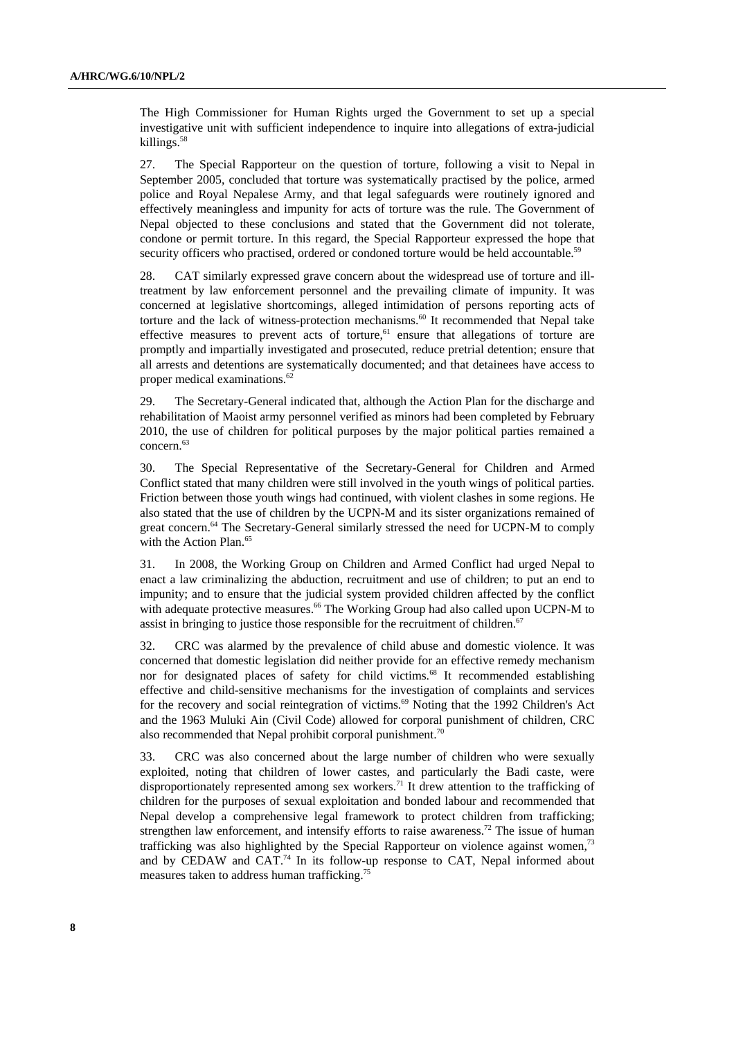The High Commissioner for Human Rights urged the Government to set up a special investigative unit with sufficient independence to inquire into allegations of extra-judicial killings.[58]

27. The Special Rapporteur on the question of torture, following a visit to Nepal in September 2005, concluded that torture was systematically practised by the police, armed police and Royal Nepalese Army, and that legal safeguards were routinely ignored and effectively meaningless and impunity for acts of torture was the rule. The Government of Nepal objected to these conclusions and stated that the Government did not tolerate, condone or permit torture. In this regard, the Special Rapporteur expressed the hope that security officers who practised, ordered or condoned torture would be held accountable.[59]

28. CAT similarly expressed grave concern about the widespread use of torture and ill-treatment by law enforcement personnel and the prevailing climate of impunity. It was concerned at legislative shortcomings, alleged intimidation of persons reporting acts of torture and the lack of witness-protection mechanisms.[60] It recommended that Nepal take effective measures to prevent acts of torture,[61] ensure that allegations of torture are promptly and impartially investigated and prosecuted, reduce pretrial detention; ensure that all arrests and detentions are systematically documented; and that detainees have access to proper medical examinations.[62]

29. The Secretary-General indicated that, although the Action Plan for the discharge and rehabilitation of Maoist army personnel verified as minors had been completed by February 2010, the use of children for political purposes by the major political parties remained a concern.[63]

30. The Special Representative of the Secretary-General for Children and Armed Conflict stated that many children were still involved in the youth wings of political parties. Friction between those youth wings had continued, with violent clashes in some regions. He also stated that the use of children by the UCPN-M and its sister organizations remained of great concern.[64] The Secretary-General similarly stressed the need for UCPN-M to comply with the Action Plan.[65]

31. In 2008, the Working Group on Children and Armed Conflict had urged Nepal to enact a law criminalizing the abduction, recruitment and use of children; to put an end to impunity; and to ensure that the judicial system provided children affected by the conflict with adequate protective measures.[66] The Working Group had also called upon UCPN-M to assist in bringing to justice those responsible for the recruitment of children.[67]

32. CRC was alarmed by the prevalence of child abuse and domestic violence. It was concerned that domestic legislation did neither provide for an effective remedy mechanism nor for designated places of safety for child victims.[68] It recommended establishing effective and child-sensitive mechanisms for the investigation of complaints and services for the recovery and social reintegration of victims.[69] Noting that the 1992 Children's Act and the 1963 Muluki Ain (Civil Code) allowed for corporal punishment of children, CRC also recommended that Nepal prohibit corporal punishment.[70]

33. CRC was also concerned about the large number of children who were sexually exploited, noting that children of lower castes, and particularly the Badi caste, were disproportionately represented among sex workers.[71] It drew attention to the trafficking of children for the purposes of sexual exploitation and bonded labour and recommended that Nepal develop a comprehensive legal framework to protect children from trafficking; strengthen law enforcement, and intensify efforts to raise awareness.[72] The issue of human trafficking was also highlighted by the Special Rapporteur on violence against women,[73] and by CEDAW and CAT.[74] In its follow-up response to CAT, Nepal informed about measures taken to address human trafficking.[75]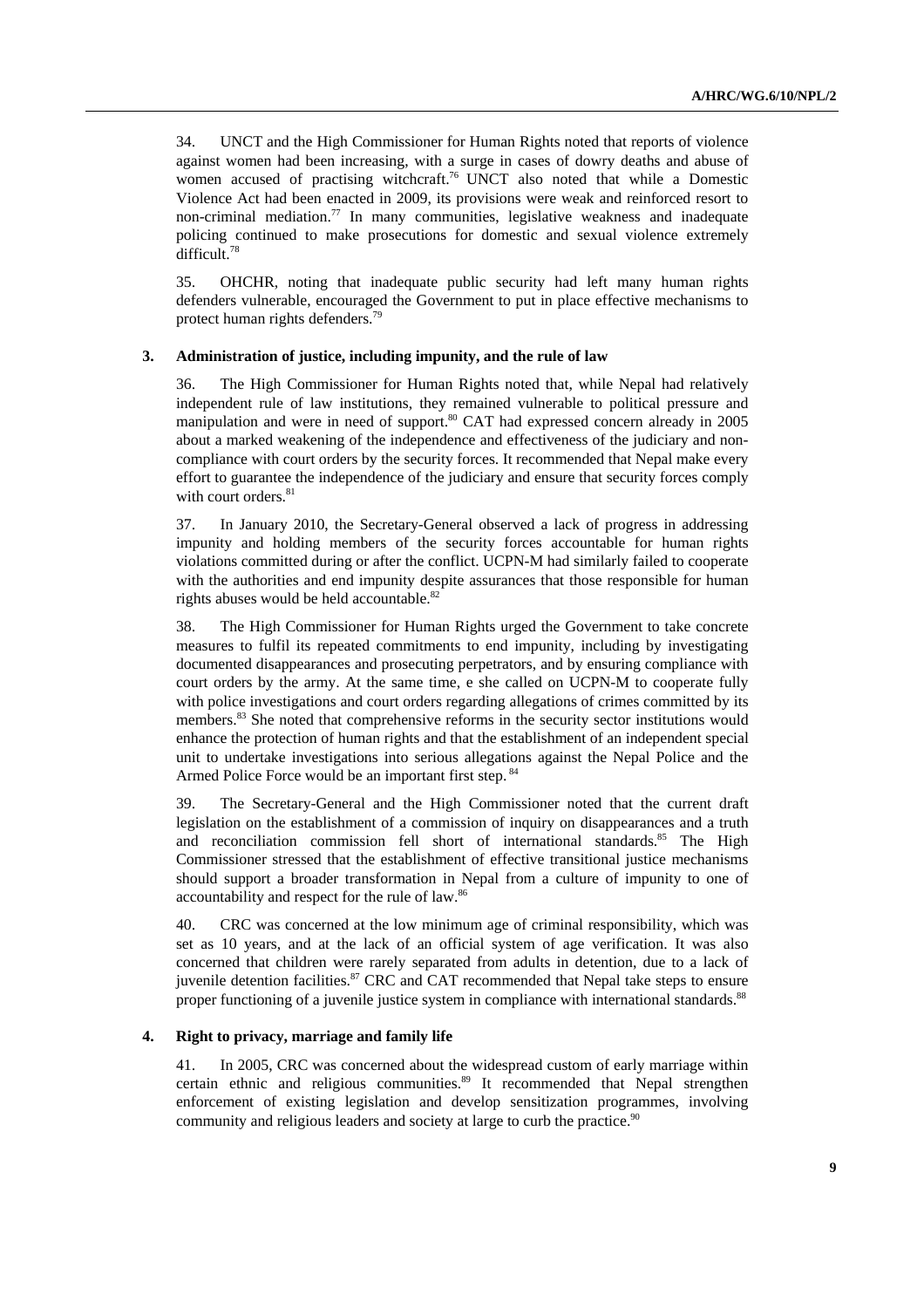34. UNCT and the High Commissioner for Human Rights noted that reports of violence against women had been increasing, with a surge in cases of dowry deaths and abuse of women accused of practising witchcraft.[76] UNCT also noted that while a Domestic Violence Act had been enacted in 2009, its provisions were weak and reinforced resort to non-criminal mediation.[77] In many communities, legislative weakness and inadequate policing continued to make prosecutions for domestic and sexual violence extremely difficult.[78]

35. OHCHR, noting that inadequate public security had left many human rights defenders vulnerable, encouraged the Government to put in place effective mechanisms to protect human rights defenders.[79]

### 3. Administration of justice, including impunity, and the rule of law

36. The High Commissioner for Human Rights noted that, while Nepal had relatively independent rule of law institutions, they remained vulnerable to political pressure and manipulation and were in need of support.[80] CAT had expressed concern already in 2005 about a marked weakening of the independence and effectiveness of the judiciary and non-compliance with court orders by the security forces. It recommended that Nepal make every effort to guarantee the independence of the judiciary and ensure that security forces comply with court orders.[81]

37. In January 2010, the Secretary-General observed a lack of progress in addressing impunity and holding members of the security forces accountable for human rights violations committed during or after the conflict. UCPN-M had similarly failed to cooperate with the authorities and end impunity despite assurances that those responsible for human rights abuses would be held accountable.[82]

38. The High Commissioner for Human Rights urged the Government to take concrete measures to fulfil its repeated commitments to end impunity, including by investigating documented disappearances and prosecuting perpetrators, and by ensuring compliance with court orders by the army. At the same time, e she called on UCPN-M to cooperate fully with police investigations and court orders regarding allegations of crimes committed by its members.[83] She noted that comprehensive reforms in the security sector institutions would enhance the protection of human rights and that the establishment of an independent special unit to undertake investigations into serious allegations against the Nepal Police and the Armed Police Force would be an important first step.[84]

39. The Secretary-General and the High Commissioner noted that the current draft legislation on the establishment of a commission of inquiry on disappearances and a truth and reconciliation commission fell short of international standards.[85] The High Commissioner stressed that the establishment of effective transitional justice mechanisms should support a broader transformation in Nepal from a culture of impunity to one of accountability and respect for the rule of law.[86]

40. CRC was concerned at the low minimum age of criminal responsibility, which was set as 10 years, and at the lack of an official system of age verification. It was also concerned that children were rarely separated from adults in detention, due to a lack of juvenile detention facilities.[87] CRC and CAT recommended that Nepal take steps to ensure proper functioning of a juvenile justice system in compliance with international standards.[88]

### 4. Right to privacy, marriage and family life

41. In 2005, CRC was concerned about the widespread custom of early marriage within certain ethnic and religious communities.[89] It recommended that Nepal strengthen enforcement of existing legislation and develop sensitization programmes, involving community and religious leaders and society at large to curb the practice.[90]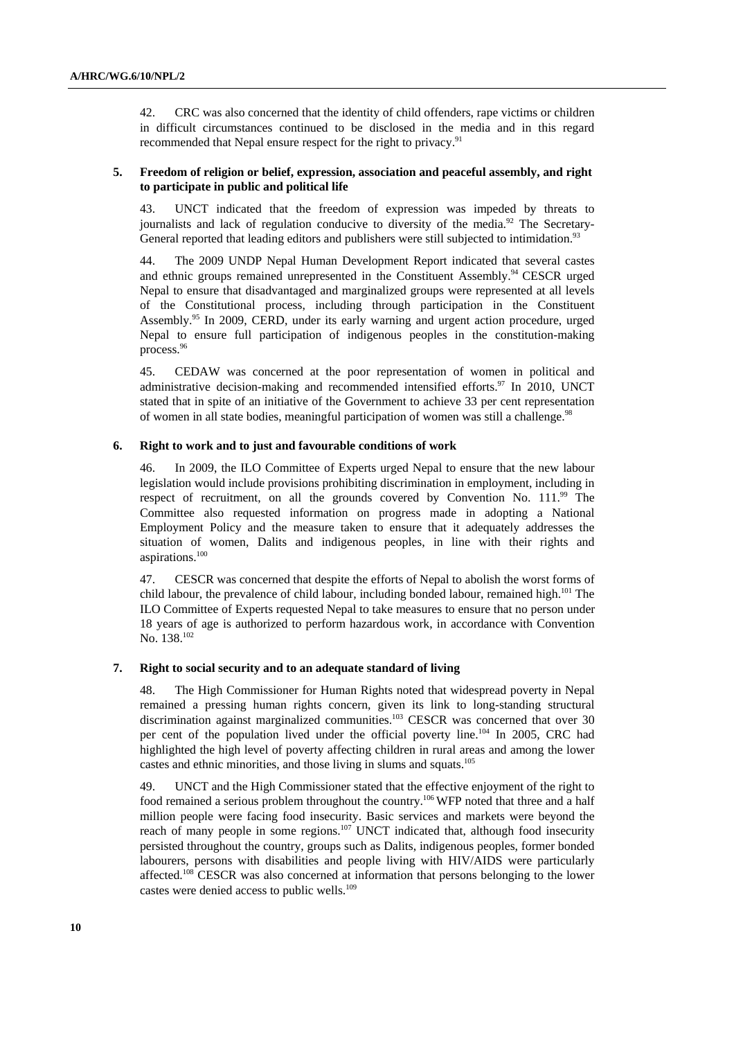42. CRC was also concerned that the identity of child offenders, rape victims or children in difficult circumstances continued to be disclosed in the media and in this regard recommended that Nepal ensure respect for the right to privacy.[91]

### 5. Freedom of religion or belief, expression, association and peaceful assembly, and right to participate in public and political life

43. UNCT indicated that the freedom of expression was impeded by threats to journalists and lack of regulation conducive to diversity of the media.[92] The Secretary-General reported that leading editors and publishers were still subjected to intimidation.[93]

44. The 2009 UNDP Nepal Human Development Report indicated that several castes and ethnic groups remained unrepresented in the Constituent Assembly.[94] CESCR urged Nepal to ensure that disadvantaged and marginalized groups were represented at all levels of the Constitutional process, including through participation in the Constituent Assembly.[95] In 2009, CERD, under its early warning and urgent action procedure, urged Nepal to ensure full participation of indigenous peoples in the constitution-making process.[96]

45. CEDAW was concerned at the poor representation of women in political and administrative decision-making and recommended intensified efforts.[97] In 2010, UNCT stated that in spite of an initiative of the Government to achieve 33 per cent representation of women in all state bodies, meaningful participation of women was still a challenge.[98]

### 6. Right to work and to just and favourable conditions of work

46. In 2009, the ILO Committee of Experts urged Nepal to ensure that the new labour legislation would include provisions prohibiting discrimination in employment, including in respect of recruitment, on all the grounds covered by Convention No. 111.[99] The Committee also requested information on progress made in adopting a National Employment Policy and the measure taken to ensure that it adequately addresses the situation of women, Dalits and indigenous peoples, in line with their rights and aspirations.[100]

47. CESCR was concerned that despite the efforts of Nepal to abolish the worst forms of child labour, the prevalence of child labour, including bonded labour, remained high.[101] The ILO Committee of Experts requested Nepal to take measures to ensure that no person under 18 years of age is authorized to perform hazardous work, in accordance with Convention No. 138.[102]

### 7. Right to social security and to an adequate standard of living

48. The High Commissioner for Human Rights noted that widespread poverty in Nepal remained a pressing human rights concern, given its link to long-standing structural discrimination against marginalized communities.[103] CESCR was concerned that over 30 per cent of the population lived under the official poverty line.[104] In 2005, CRC had highlighted the high level of poverty affecting children in rural areas and among the lower castes and ethnic minorities, and those living in slums and squats.[105]

49. UNCT and the High Commissioner stated that the effective enjoyment of the right to food remained a serious problem throughout the country.[106] WFP noted that three and a half million people were facing food insecurity. Basic services and markets were beyond the reach of many people in some regions.[107] UNCT indicated that, although food insecurity persisted throughout the country, groups such as Dalits, indigenous peoples, former bonded labourers, persons with disabilities and people living with HIV/AIDS were particularly affected.[108] CESCR was also concerned at information that persons belonging to the lower castes were denied access to public wells.[109]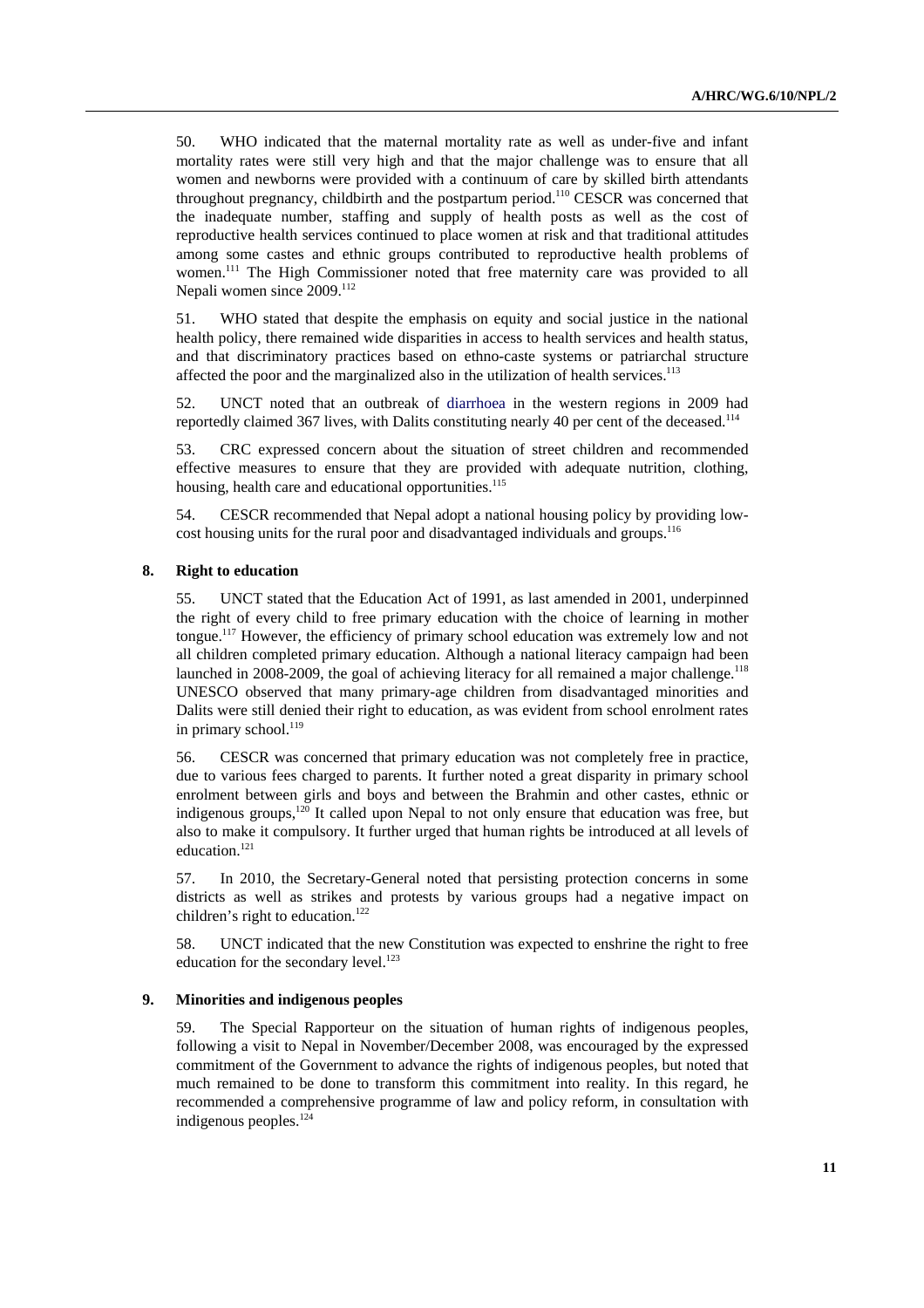50. WHO indicated that the maternal mortality rate as well as under-five and infant mortality rates were still very high and that the major challenge was to ensure that all women and newborns were provided with a continuum of care by skilled birth attendants throughout pregnancy, childbirth and the postpartum period.[110] CESCR was concerned that the inadequate number, staffing and supply of health posts as well as the cost of reproductive health services continued to place women at risk and that traditional attitudes among some castes and ethnic groups contributed to reproductive health problems of women.[111] The High Commissioner noted that free maternity care was provided to all Nepali women since 2009.[112]

51. WHO stated that despite the emphasis on equity and social justice in the national health policy, there remained wide disparities in access to health services and health status, and that discriminatory practices based on ethno-caste systems or patriarchal structure affected the poor and the marginalized also in the utilization of health services.[113]

52. UNCT noted that an outbreak of diarrhoea in the western regions in 2009 had reportedly claimed 367 lives, with Dalits constituting nearly 40 per cent of the deceased.[114]

53. CRC expressed concern about the situation of street children and recommended effective measures to ensure that they are provided with adequate nutrition, clothing, housing, health care and educational opportunities.[115]

54. CESCR recommended that Nepal adopt a national housing policy by providing low-cost housing units for the rural poor and disadvantaged individuals and groups.[116]

### 8. Right to education

55. UNCT stated that the Education Act of 1991, as last amended in 2001, underpinned the right of every child to free primary education with the choice of learning in mother tongue.[117] However, the efficiency of primary school education was extremely low and not all children completed primary education. Although a national literacy campaign had been launched in 2008-2009, the goal of achieving literacy for all remained a major challenge.[118] UNESCO observed that many primary-age children from disadvantaged minorities and Dalits were still denied their right to education, as was evident from school enrolment rates in primary school.[119]

56. CESCR was concerned that primary education was not completely free in practice, due to various fees charged to parents. It further noted a great disparity in primary school enrolment between girls and boys and between the Brahmin and other castes, ethnic or indigenous groups,[120] It called upon Nepal to not only ensure that education was free, but also to make it compulsory. It further urged that human rights be introduced at all levels of education.[121]

57. In 2010, the Secretary-General noted that persisting protection concerns in some districts as well as strikes and protests by various groups had a negative impact on children's right to education.[122]

58. UNCT indicated that the new Constitution was expected to enshrine the right to free education for the secondary level.[123]

### 9. Minorities and indigenous peoples

59. The Special Rapporteur on the situation of human rights of indigenous peoples, following a visit to Nepal in November/December 2008, was encouraged by the expressed commitment of the Government to advance the rights of indigenous peoples, but noted that much remained to be done to transform this commitment into reality. In this regard, he recommended a comprehensive programme of law and policy reform, in consultation with indigenous peoples.[124]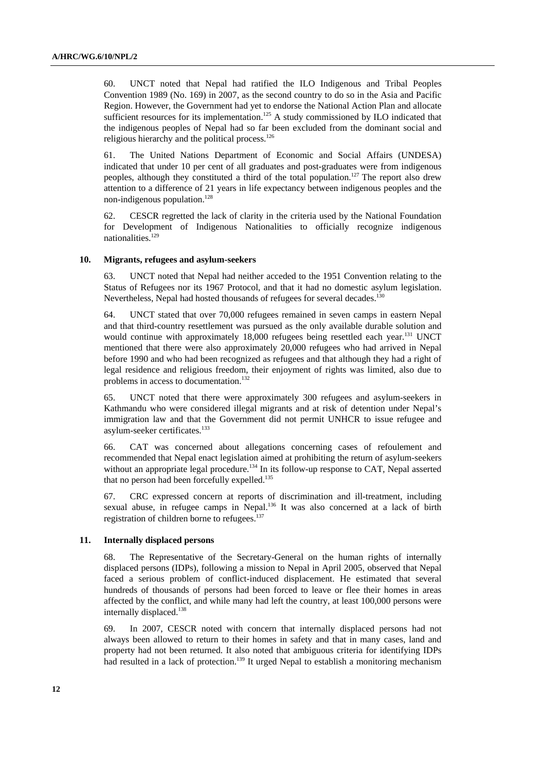60. UNCT noted that Nepal had ratified the ILO Indigenous and Tribal Peoples Convention 1989 (No. 169) in 2007, as the second country to do so in the Asia and Pacific Region. However, the Government had yet to endorse the National Action Plan and allocate sufficient resources for its implementation.[125] A study commissioned by ILO indicated that the indigenous peoples of Nepal had so far been excluded from the dominant social and religious hierarchy and the political process.[126]

61. The United Nations Department of Economic and Social Affairs (UNDESA) indicated that under 10 per cent of all graduates and post-graduates were from indigenous peoples, although they constituted a third of the total population.[127] The report also drew attention to a difference of 21 years in life expectancy between indigenous peoples and the non-indigenous population.[128]

62. CESCR regretted the lack of clarity in the criteria used by the National Foundation for Development of Indigenous Nationalities to officially recognize indigenous nationalities.[129]

### 10. Migrants, refugees and asylum-seekers

63. UNCT noted that Nepal had neither acceded to the 1951 Convention relating to the Status of Refugees nor its 1967 Protocol, and that it had no domestic asylum legislation. Nevertheless, Nepal had hosted thousands of refugees for several decades.[130]

64. UNCT stated that over 70,000 refugees remained in seven camps in eastern Nepal and that third-country resettlement was pursued as the only available durable solution and would continue with approximately 18,000 refugees being resettled each year.[131] UNCT mentioned that there were also approximately 20,000 refugees who had arrived in Nepal before 1990 and who had been recognized as refugees and that although they had a right of legal residence and religious freedom, their enjoyment of rights was limited, also due to problems in access to documentation.[132]

65. UNCT noted that there were approximately 300 refugees and asylum-seekers in Kathmandu who were considered illegal migrants and at risk of detention under Nepal's immigration law and that the Government did not permit UNHCR to issue refugee and asylum-seeker certificates.[133]

66. CAT was concerned about allegations concerning cases of refoulement and recommended that Nepal enact legislation aimed at prohibiting the return of asylum-seekers without an appropriate legal procedure.[134] In its follow-up response to CAT, Nepal asserted that no person had been forcefully expelled.[135]

67. CRC expressed concern at reports of discrimination and ill-treatment, including sexual abuse, in refugee camps in Nepal.[136] It was also concerned at a lack of birth registration of children borne to refugees.[137]

### 11. Internally displaced persons

68. The Representative of the Secretary-General on the human rights of internally displaced persons (IDPs), following a mission to Nepal in April 2005, observed that Nepal faced a serious problem of conflict-induced displacement. He estimated that several hundreds of thousands of persons had been forced to leave or flee their homes in areas affected by the conflict, and while many had left the country, at least 100,000 persons were internally displaced.[138]

69. In 2007, CESCR noted with concern that internally displaced persons had not always been allowed to return to their homes in safety and that in many cases, land and property had not been returned. It also noted that ambiguous criteria for identifying IDPs had resulted in a lack of protection.[139] It urged Nepal to establish a monitoring mechanism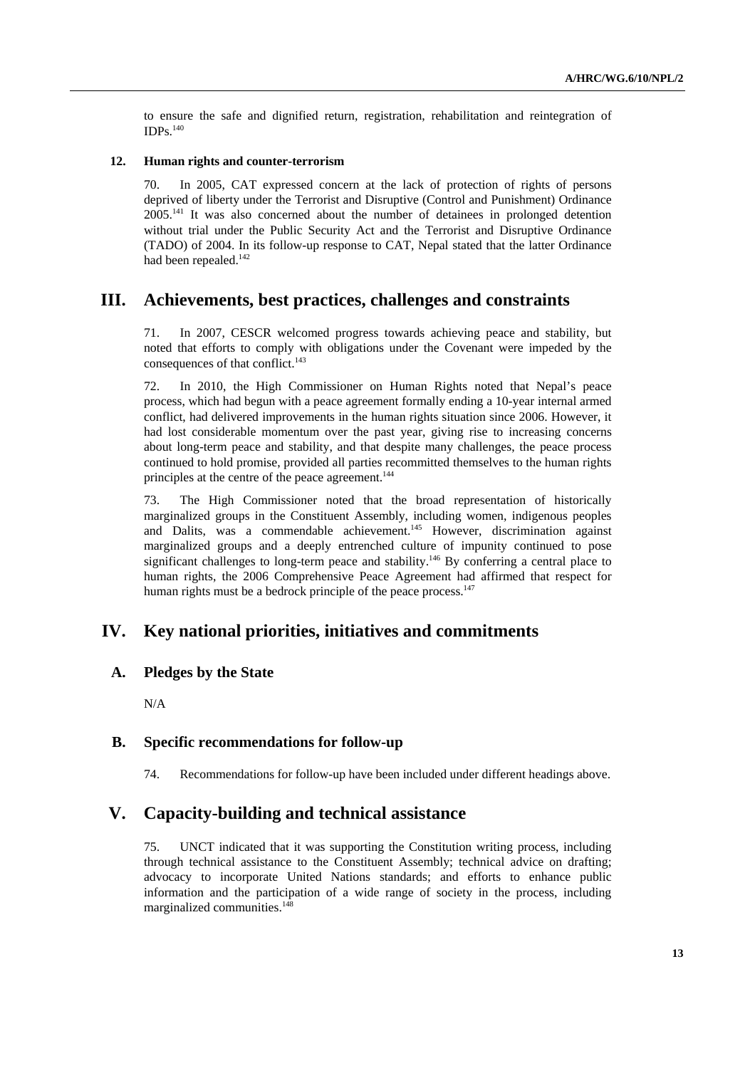to ensure the safe and dignified return, registration, rehabilitation and reintegration of IDPs.[140]

### 12. Human rights and counter-terrorism

70. In 2005, CAT expressed concern at the lack of protection of rights of persons deprived of liberty under the Terrorist and Disruptive (Control and Punishment) Ordinance 2005.[141] It was also concerned about the number of detainees in prolonged detention without trial under the Public Security Act and the Terrorist and Disruptive Ordinance (TADO) of 2004. In its follow-up response to CAT, Nepal stated that the latter Ordinance had been repealed.[142]

## III. Achievements, best practices, challenges and constraints

71. In 2007, CESCR welcomed progress towards achieving peace and stability, but noted that efforts to comply with obligations under the Covenant were impeded by the consequences of that conflict.[143]

72. In 2010, the High Commissioner on Human Rights noted that Nepal's peace process, which had begun with a peace agreement formally ending a 10-year internal armed conflict, had delivered improvements in the human rights situation since 2006. However, it had lost considerable momentum over the past year, giving rise to increasing concerns about long-term peace and stability, and that despite many challenges, the peace process continued to hold promise, provided all parties recommitted themselves to the human rights principles at the centre of the peace agreement.[144]

73. The High Commissioner noted that the broad representation of historically marginalized groups in the Constituent Assembly, including women, indigenous peoples and Dalits, was a commendable achievement.[145] However, discrimination against marginalized groups and a deeply entrenched culture of impunity continued to pose significant challenges to long-term peace and stability.[146] By conferring a central place to human rights, the 2006 Comprehensive Peace Agreement had affirmed that respect for human rights must be a bedrock principle of the peace process.[147]

## IV. Key national priorities, initiatives and commitments

### A. Pledges by the State

N/A

### B. Specific recommendations for follow-up

74. Recommendations for follow-up have been included under different headings above.

## V. Capacity-building and technical assistance

75. UNCT indicated that it was supporting the Constitution writing process, including through technical assistance to the Constituent Assembly; technical advice on drafting; advocacy to incorporate United Nations standards; and efforts to enhance public information and the participation of a wide range of society in the process, including marginalized communities.[148]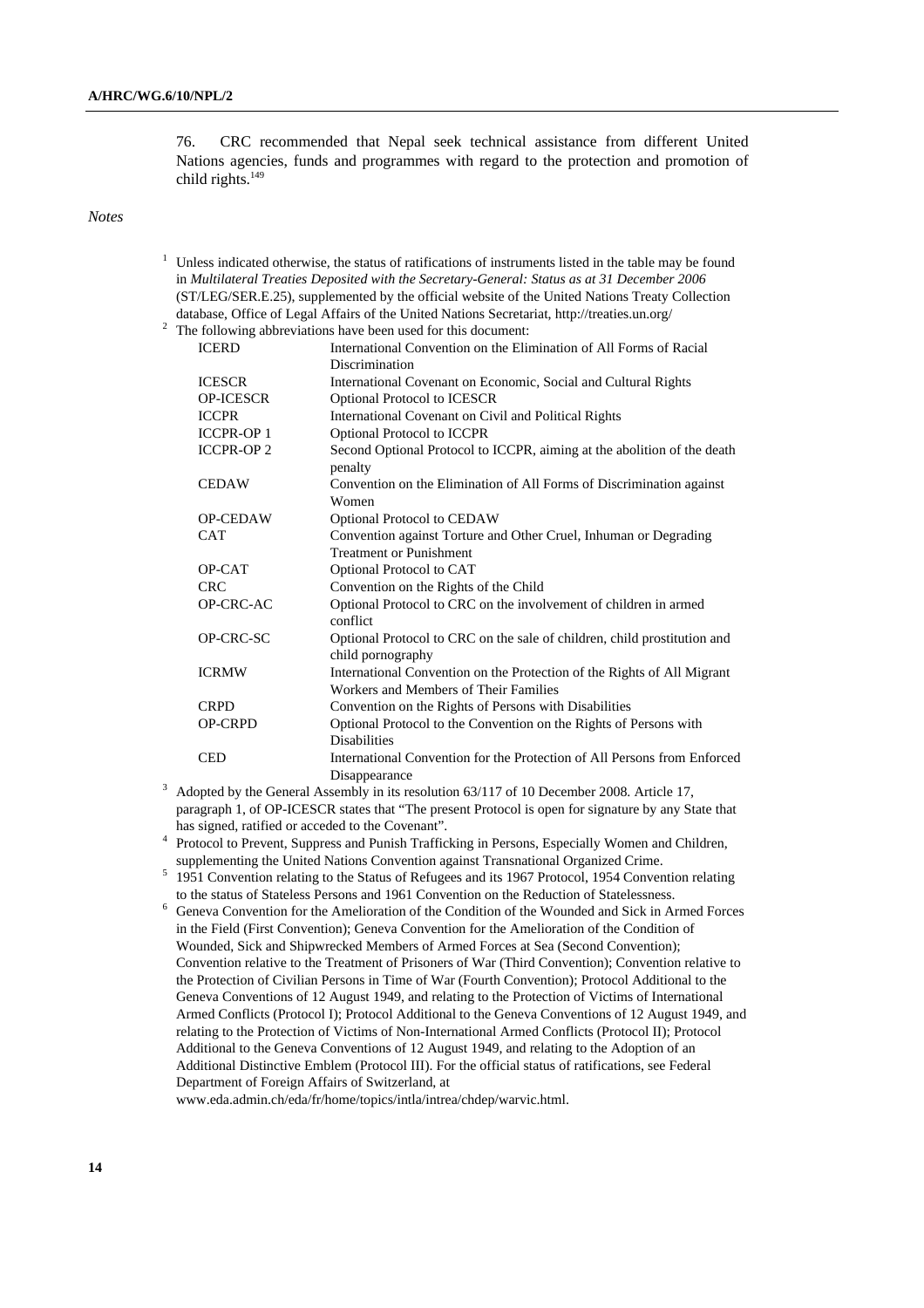76. CRC recommended that Nepal seek technical assistance from different United Nations agencies, funds and programmes with regard to the protection and promotion of child rights.[149]

*Notes*

[1] Unless indicated otherwise, the status of ratifications of instruments listed in the table may be found in *Multilateral Treaties Deposited with the Secretary-General: Status as at 31 December 2006* (ST/LEG/SER.E.25), supplemented by the official website of the United Nations Treaty Collection database, Office of Legal Affairs of the United Nations Secretariat, http://treaties.un.org/

[2] The following abbreviations have been used for this document:

| | |
|---|---|
| ICERD | International Convention on the Elimination of All Forms of Racial Discrimination |
| ICESCR | International Covenant on Economic, Social and Cultural Rights |
| OP-ICESCR | Optional Protocol to ICESCR |
| ICCPR | International Covenant on Civil and Political Rights |
| ICCPR-OP 1 | Optional Protocol to ICCPR |
| ICCPR-OP 2 | Second Optional Protocol to ICCPR, aiming at the abolition of the death penalty |
| CEDAW | Convention on the Elimination of All Forms of Discrimination against Women |
| OP-CEDAW | Optional Protocol to CEDAW |
| CAT | Convention against Torture and Other Cruel, Inhuman or Degrading Treatment or Punishment |
| OP-CAT | Optional Protocol to CAT |
| CRC | Convention on the Rights of the Child |
| OP-CRC-AC | Optional Protocol to CRC on the involvement of children in armed conflict |
| OP-CRC-SC | Optional Protocol to CRC on the sale of children, child prostitution and child pornography |
| ICRMW | International Convention on the Protection of the Rights of All Migrant Workers and Members of Their Families |
| CRPD | Convention on the Rights of Persons with Disabilities |
| OP-CRPD | Optional Protocol to the Convention on the Rights of Persons with Disabilities |
| CED | International Convention for the Protection of All Persons from Enforced Disappearance |

[3] Adopted by the General Assembly in its resolution 63/117 of 10 December 2008. Article 17, paragraph 1, of OP-ICESCR states that "The present Protocol is open for signature by any State that has signed, ratified or acceded to the Covenant".

[4] Protocol to Prevent, Suppress and Punish Trafficking in Persons, Especially Women and Children, supplementing the United Nations Convention against Transnational Organized Crime.

[5] 1951 Convention relating to the Status of Refugees and its 1967 Protocol, 1954 Convention relating to the status of Stateless Persons and 1961 Convention on the Reduction of Statelessness.

[6] Geneva Convention for the Amelioration of the Condition of the Wounded and Sick in Armed Forces in the Field (First Convention); Geneva Convention for the Amelioration of the Condition of Wounded, Sick and Shipwrecked Members of Armed Forces at Sea (Second Convention); Convention relative to the Treatment of Prisoners of War (Third Convention); Convention relative to the Protection of Civilian Persons in Time of War (Fourth Convention); Protocol Additional to the Geneva Conventions of 12 August 1949, and relating to the Protection of Victims of International Armed Conflicts (Protocol I); Protocol Additional to the Geneva Conventions of 12 August 1949, and relating to the Protection of Victims of Non-International Armed Conflicts (Protocol II); Protocol Additional to the Geneva Conventions of 12 August 1949, and relating to the Adoption of an Additional Distinctive Emblem (Protocol III). For the official status of ratifications, see Federal Department of Foreign Affairs of Switzerland, at www.eda.admin.ch/eda/fr/home/topics/intla/intrea/chdep/warvic.html.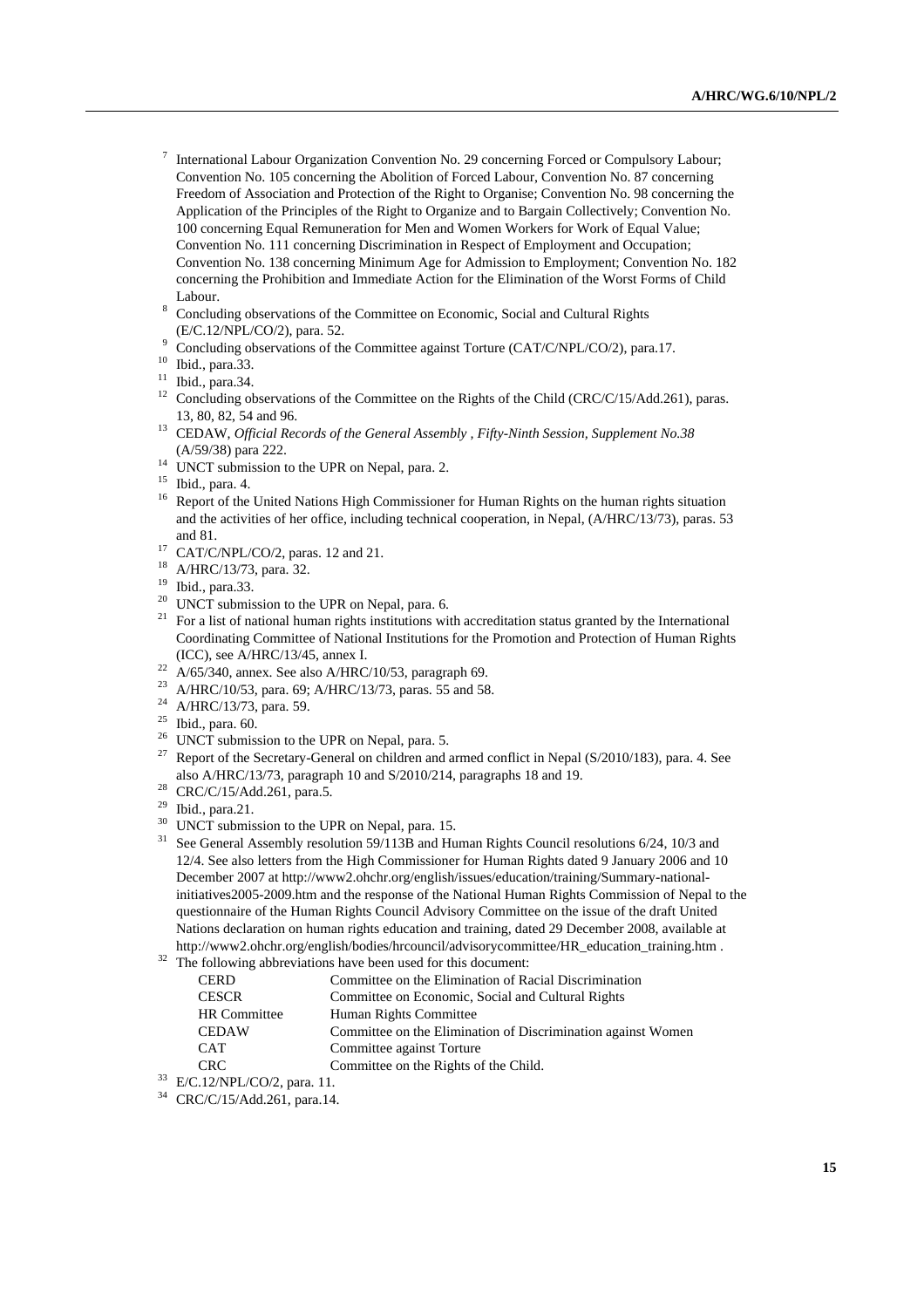[7] International Labour Organization Convention No. 29 concerning Forced or Compulsory Labour; Convention No. 105 concerning the Abolition of Forced Labour, Convention No. 87 concerning Freedom of Association and Protection of the Right to Organise; Convention No. 98 concerning the Application of the Principles of the Right to Organize and to Bargain Collectively; Convention No. 100 concerning Equal Remuneration for Men and Women Workers for Work of Equal Value; Convention No. 111 concerning Discrimination in Respect of Employment and Occupation; Convention No. 138 concerning Minimum Age for Admission to Employment; Convention No. 182 concerning the Prohibition and Immediate Action for the Elimination of the Worst Forms of Child Labour.

[8] Concluding observations of the Committee on Economic, Social and Cultural Rights (E/C.12/NPL/CO/2), para. 52.

[9] Concluding observations of the Committee against Torture (CAT/C/NPL/CO/2), para.17.

[10] Ibid., para.33.

[11] Ibid., para.34.

[12] Concluding observations of the Committee on the Rights of the Child (CRC/C/15/Add.261), paras. 13, 80, 82, 54 and 96.

[13] CEDAW, *Official Records of the General Assembly , Fifty-Ninth Session, Supplement No.38* (A/59/38) para 222.

[14] UNCT submission to the UPR on Nepal, para. 2.

[15] Ibid., para. 4.

[16] Report of the United Nations High Commissioner for Human Rights on the human rights situation and the activities of her office, including technical cooperation, in Nepal, (A/HRC/13/73), paras. 53 and 81.

[17] CAT/C/NPL/CO/2, paras. 12 and 21.

[18] A/HRC/13/73, para. 32.

[19] Ibid., para.33.

[20] UNCT submission to the UPR on Nepal, para. 6.

[21] For a list of national human rights institutions with accreditation status granted by the International Coordinating Committee of National Institutions for the Promotion and Protection of Human Rights (ICC), see A/HRC/13/45, annex I.

[22] A/65/340, annex. See also A/HRC/10/53, paragraph 69.

[23] A/HRC/10/53, para. 69; A/HRC/13/73, paras. 55 and 58.

[24] A/HRC/13/73, para. 59.

[25] Ibid., para. 60.

[26] UNCT submission to the UPR on Nepal, para. 5.

[27] Report of the Secretary-General on children and armed conflict in Nepal (S/2010/183), para. 4. See also A/HRC/13/73, paragraph 10 and S/2010/214, paragraphs 18 and 19.

[28] CRC/C/15/Add.261, para.5.

[29] Ibid., para.21.

[30] UNCT submission to the UPR on Nepal, para. 15.

[31] See General Assembly resolution 59/113B and Human Rights Council resolutions 6/24, 10/3 and 12/4. See also letters from the High Commissioner for Human Rights dated 9 January 2006 and 10 December 2007 at http://www2.ohchr.org/english/issues/education/training/Summary-national-initiatives2005-2009.htm and the response of the National Human Rights Commission of Nepal to the questionnaire of the Human Rights Council Advisory Committee on the issue of the draft United Nations declaration on human rights education and training, dated 29 December 2008, available at http://www2.ohchr.org/english/bodies/hrcouncil/advisorycommittee/HR_education_training.htm .

[32] The following abbreviations have been used for this document:

| | |
|---|---|
| CERD | Committee on the Elimination of Racial Discrimination |
| CESCR | Committee on Economic, Social and Cultural Rights |
| HR Committee | Human Rights Committee |
| CEDAW | Committee on the Elimination of Discrimination against Women |
| CAT | Committee against Torture |
| CRC | Committee on the Rights of the Child. |

[33] E/C.12/NPL/CO/2, para. 11.

[34] CRC/C/15/Add.261, para.14.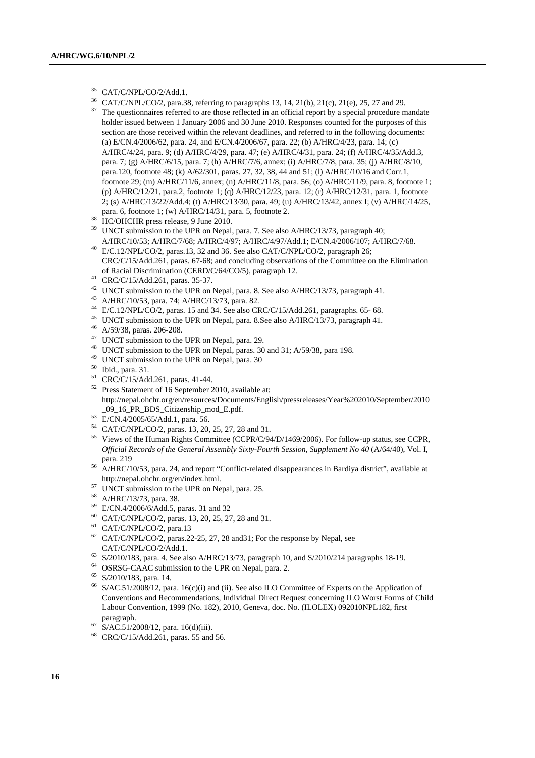[35] CAT/C/NPL/CO/2/Add.1.

[36] CAT/C/NPL/CO/2, para.38, referring to paragraphs 13, 14, 21(b), 21(c), 21(e), 25, 27 and 29.

[37] The questionnaires referred to are those reflected in an official report by a special procedure mandate holder issued between 1 January 2006 and 30 June 2010. Responses counted for the purposes of this section are those received within the relevant deadlines, and referred to in the following documents: (a) E/CN.4/2006/62, para. 24, and E/CN.4/2006/67, para. 22; (b) A/HRC/4/23, para. 14; (c) A/HRC/4/24, para. 9; (d) A/HRC/4/29, para. 47; (e) A/HRC/4/31, para. 24; (f) A/HRC/4/35/Add.3, para. 7; (g) A/HRC/6/15, para. 7; (h) A/HRC/7/6, annex; (i) A/HRC/7/8, para. 35; (j) A/HRC/8/10, para.120, footnote 48; (k) A/62/301, paras. 27, 32, 38, 44 and 51; (l) A/HRC/10/16 and Corr.1, footnote 29; (m) A/HRC/11/6, annex; (n) A/HRC/11/8, para. 56; (o) A/HRC/11/9, para. 8, footnote 1; (p) A/HRC/12/21, para.2, footnote 1; (q) A/HRC/12/23, para. 12; (r) A/HRC/12/31, para. 1, footnote 2; (s) A/HRC/13/22/Add.4; (t) A/HRC/13/30, para. 49; (u) A/HRC/13/42, annex I; (v) A/HRC/14/25, para. 6, footnote 1; (w) A/HRC/14/31, para. 5, footnote 2.

[38] HC/OHCHR press release, 9 June 2010.

[39] UNCT submission to the UPR on Nepal, para. 7. See also A/HRC/13/73, paragraph 40; A/HRC/10/53; A/HRC/7/68; A/HRC/4/97; A/HRC/4/97/Add.1; E/CN.4/2006/107; A/HRC/7/68.

[40] E/C.12/NPL/CO/2, paras.13, 32 and 36. See also CAT/C/NPL/CO/2, paragraph 26; CRC/C/15/Add.261, paras. 67-68; and concluding observations of the Committee on the Elimination of Racial Discrimination (CERD/C/64/CO/5), paragraph 12.

[41] CRC/C/15/Add.261, paras. 35-37.

[42] UNCT submission to the UPR on Nepal, para. 8. See also A/HRC/13/73, paragraph 41.

[43] A/HRC/10/53, para. 74; A/HRC/13/73, para. 82.

[44] E/C.12/NPL/CO/2, paras. 15 and 34. See also CRC/C/15/Add.261, paragraphs. 65- 68.

[45] UNCT submission to the UPR on Nepal, para. 8.See also A/HRC/13/73, paragraph 41.

[46] A/59/38, paras. 206-208.

[47] UNCT submission to the UPR on Nepal, para. 29.

[48] UNCT submission to the UPR on Nepal, paras. 30 and 31; A/59/38, para 198.

[49] UNCT submission to the UPR on Nepal, para. 30

[50] Ibid., para. 31.

[51] CRC/C/15/Add.261, paras. 41-44.

[52] Press Statement of 16 September 2010, available at: http://nepal.ohchr.org/en/resources/Documents/English/pressreleases/Year%202010/September/2010_09_16_PR_BDS_Citizenship_mod_E.pdf.

[53] E/CN.4/2005/65/Add.1, para. 56.

[54] CAT/C/NPL/CO/2, paras. 13, 20, 25, 27, 28 and 31.

[55] Views of the Human Rights Committee (CCPR/C/94/D/1469/2006). For follow-up status, see CCPR, *Official Records of the General Assembly Sixty-Fourth Session, Supplement No 40* (A/64/40), Vol. I, para. 219

[56] A/HRC/10/53, para. 24, and report "Conflict-related disappearances in Bardiya district", available at http://nepal.ohchr.org/en/index.html.

[57] UNCT submission to the UPR on Nepal, para. 25.

[58] A/HRC/13/73, para. 38.

[59] E/CN.4/2006/6/Add.5, paras. 31 and 32

[60] CAT/C/NPL/CO/2, paras. 13, 20, 25, 27, 28 and 31.

[61] CAT/C/NPL/CO/2, para.13

[62] CAT/C/NPL/CO/2, paras.22-25, 27, 28 and31; For the response by Nepal, see CAT/C/NPL/CO/2/Add.1.

[63] S/2010/183, para. 4. See also A/HRC/13/73, paragraph 10, and S/2010/214 paragraphs 18-19.

[64] OSRSG-CAAC submission to the UPR on Nepal, para. 2.

[65] S/2010/183, para. 14.

[66] S/AC.51/2008/12, para. 16(c)(i) and (ii). See also ILO Committee of Experts on the Application of Conventions and Recommendations, Individual Direct Request concerning ILO Worst Forms of Child Labour Convention, 1999 (No. 182), 2010, Geneva, doc. No. (ILOLEX) 092010NPL182, first paragraph.

[67] S/AC.51/2008/12, para. 16(d)(iii).

[68] CRC/C/15/Add.261, paras. 55 and 56.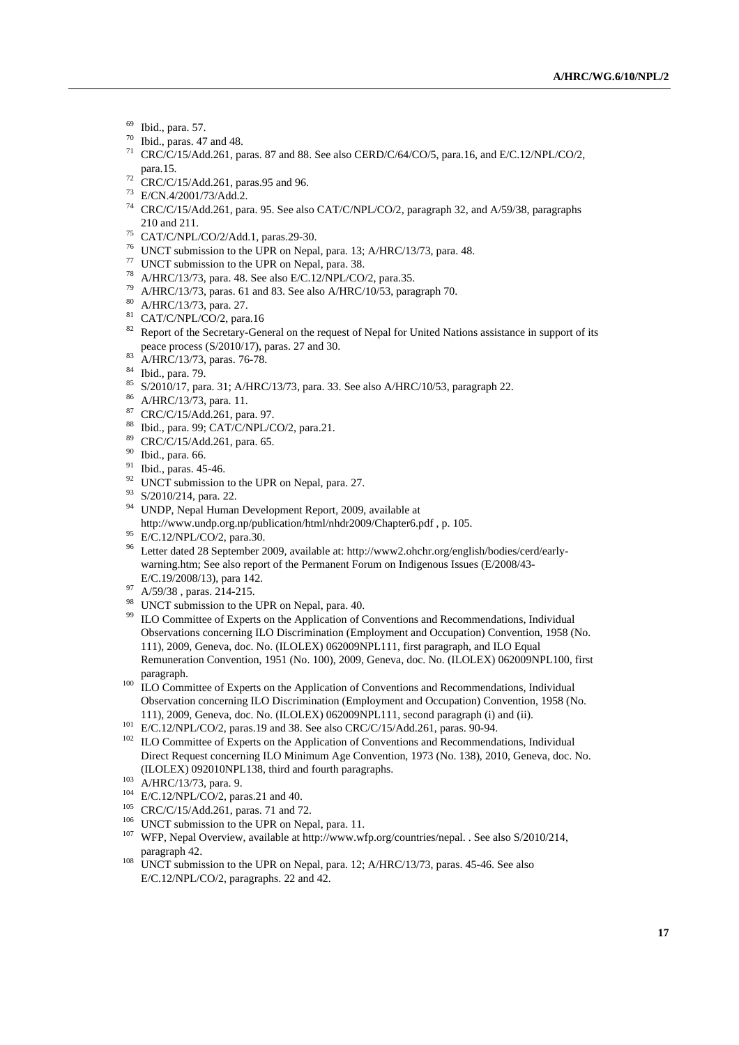[69] Ibid., para. 57.

[70] Ibid., paras. 47 and 48.

[71] CRC/C/15/Add.261, paras. 87 and 88. See also CERD/C/64/CO/5, para.16, and E/C.12/NPL/CO/2, para.15.

[72] CRC/C/15/Add.261, paras.95 and 96.

[73] E/CN.4/2001/73/Add.2.

[74] CRC/C/15/Add.261, para. 95. See also CAT/C/NPL/CO/2, paragraph 32, and A/59/38, paragraphs 210 and 211.

[75] CAT/C/NPL/CO/2/Add.1, paras.29-30.

[76] UNCT submission to the UPR on Nepal, para. 13; A/HRC/13/73, para. 48.

[77] UNCT submission to the UPR on Nepal, para. 38.

[78] A/HRC/13/73, para. 48. See also E/C.12/NPL/CO/2, para.35.

[79] A/HRC/13/73, paras. 61 and 83. See also A/HRC/10/53, paragraph 70.

[80] A/HRC/13/73, para. 27.

[81] CAT/C/NPL/CO/2, para.16

[82] Report of the Secretary-General on the request of Nepal for United Nations assistance in support of its peace process (S/2010/17), paras. 27 and 30.

[83] A/HRC/13/73, paras. 76-78.

[84] Ibid., para. 79.

[85] S/2010/17, para. 31; A/HRC/13/73, para. 33. See also A/HRC/10/53, paragraph 22.

[86] A/HRC/13/73, para. 11.

[87] CRC/C/15/Add.261, para. 97.

[88] Ibid., para. 99; CAT/C/NPL/CO/2, para.21.

[89] CRC/C/15/Add.261, para. 65.

[90] Ibid., para. 66.

[91] Ibid., paras. 45-46.

[92] UNCT submission to the UPR on Nepal, para. 27.

[93] S/2010/214, para. 22.

[94] UNDP, Nepal Human Development Report, 2009, available at http://www.undp.org.np/publication/html/nhdr2009/Chapter6.pdf , p. 105.

[95] E/C.12/NPL/CO/2, para.30.

[96] Letter dated 28 September 2009, available at: http://www2.ohchr.org/english/bodies/cerd/early-warning.htm; See also report of the Permanent Forum on Indigenous Issues (E/2008/43-E/C.19/2008/13), para 142.

[97] A/59/38 , paras. 214-215.

[98] UNCT submission to the UPR on Nepal, para. 40.

[99] ILO Committee of Experts on the Application of Conventions and Recommendations, Individual Observations concerning ILO Discrimination (Employment and Occupation) Convention, 1958 (No. 111), 2009, Geneva, doc. No. (ILOLEX) 062009NPL111, first paragraph, and ILO Equal Remuneration Convention, 1951 (No. 100), 2009, Geneva, doc. No. (ILOLEX) 062009NPL100, first paragraph.

[100] ILO Committee of Experts on the Application of Conventions and Recommendations, Individual Observation concerning ILO Discrimination (Employment and Occupation) Convention, 1958 (No. 111), 2009, Geneva, doc. No. (ILOLEX) 062009NPL111, second paragraph (i) and (ii).

[101] E/C.12/NPL/CO/2, paras.19 and 38. See also CRC/C/15/Add.261, paras. 90-94.

[102] ILO Committee of Experts on the Application of Conventions and Recommendations, Individual Direct Request concerning ILO Minimum Age Convention, 1973 (No. 138), 2010, Geneva, doc. No. (ILOLEX) 092010NPL138, third and fourth paragraphs.

[103] A/HRC/13/73, para. 9.

[104] E/C.12/NPL/CO/2, paras.21 and 40.

[105] CRC/C/15/Add.261, paras. 71 and 72.

[106] UNCT submission to the UPR on Nepal, para. 11.

[107] WFP, Nepal Overview, available at http://www.wfp.org/countries/nepal. . See also S/2010/214, paragraph 42.

[108] UNCT submission to the UPR on Nepal, para. 12; A/HRC/13/73, paras. 45-46. See also E/C.12/NPL/CO/2, paragraphs. 22 and 42.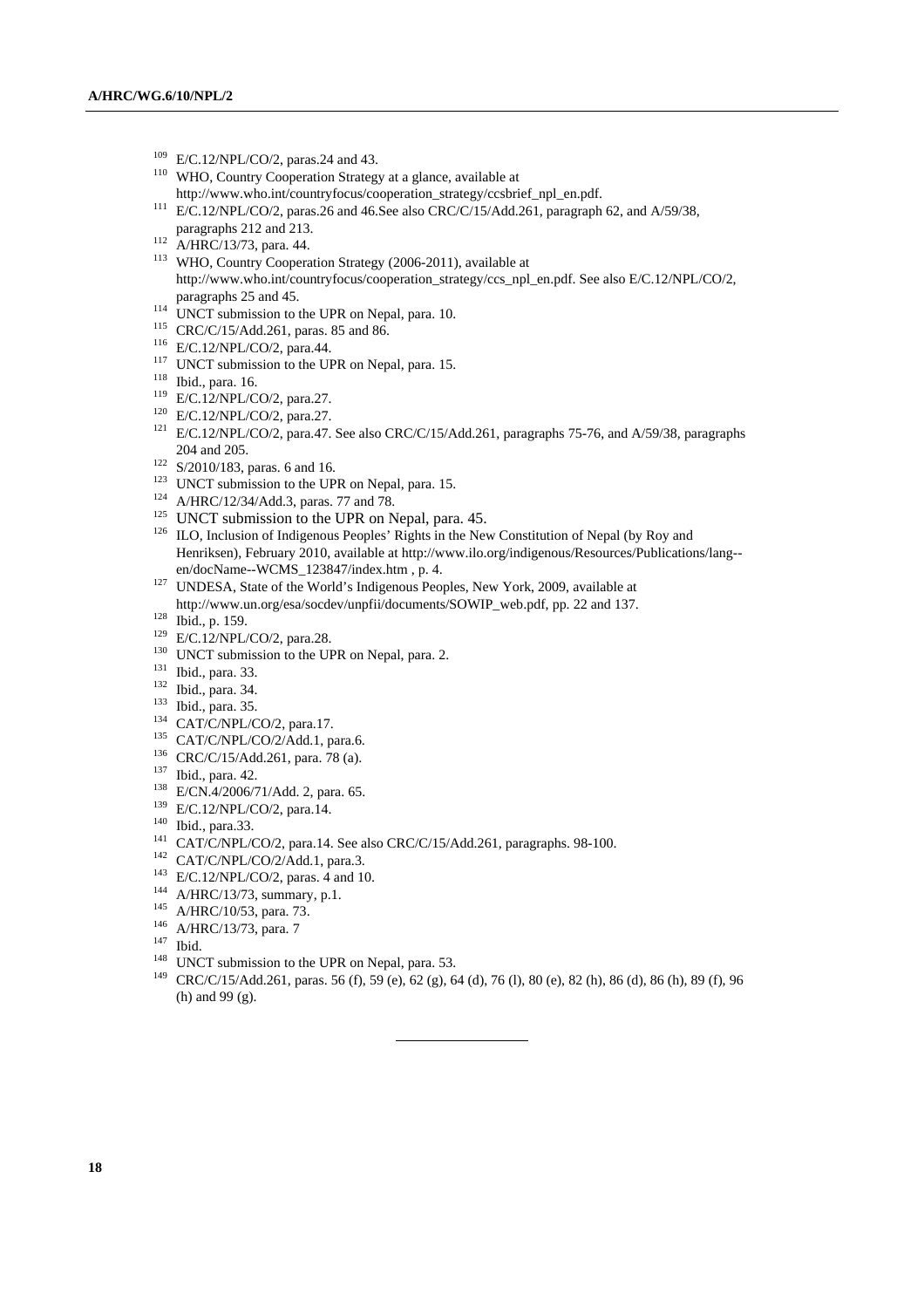[109] E/C.12/NPL/CO/2, paras.24 and 43.

[110] WHO, Country Cooperation Strategy at a glance, available at http://www.who.int/countryfocus/cooperation_strategy/ccsbrief_npl_en.pdf.

[111] E/C.12/NPL/CO/2, paras.26 and 46.See also CRC/C/15/Add.261, paragraph 62, and A/59/38, paragraphs 212 and 213.

[112] A/HRC/13/73, para. 44.

[113] WHO, Country Cooperation Strategy (2006-2011), available at http://www.who.int/countryfocus/cooperation_strategy/ccs_npl_en.pdf. See also E/C.12/NPL/CO/2, paragraphs 25 and 45.

[114] UNCT submission to the UPR on Nepal, para. 10.

[115] CRC/C/15/Add.261, paras. 85 and 86.

[116] E/C.12/NPL/CO/2, para.44.

[117] UNCT submission to the UPR on Nepal, para. 15.

[118] Ibid., para. 16.

[119] E/C.12/NPL/CO/2, para.27.

[120] E/C.12/NPL/CO/2, para.27.

[121] E/C.12/NPL/CO/2, para.47. See also CRC/C/15/Add.261, paragraphs 75-76, and A/59/38, paragraphs 204 and 205.

[122] S/2010/183, paras. 6 and 16.

[123] UNCT submission to the UPR on Nepal, para. 15.

[124] A/HRC/12/34/Add.3, paras. 77 and 78.

[125] UNCT submission to the UPR on Nepal, para. 45.

[126] ILO, Inclusion of Indigenous Peoples' Rights in the New Constitution of Nepal (by Roy and Henriksen), February 2010, available at http://www.ilo.org/indigenous/Resources/Publications/lang--en/docName--WCMS_123847/index.htm , p. 4.

[127] UNDESA, State of the World's Indigenous Peoples, New York, 2009, available at http://www.un.org/esa/socdev/unpfii/documents/SOWIP_web.pdf, pp. 22 and 137.

[128] Ibid., p. 159.

[129] E/C.12/NPL/CO/2, para.28.

[130] UNCT submission to the UPR on Nepal, para. 2.

[131] Ibid., para. 33.

[132] Ibid., para. 34.

[133] Ibid., para. 35.

[134] CAT/C/NPL/CO/2, para.17.

[135] CAT/C/NPL/CO/2/Add.1, para.6.

[136] CRC/C/15/Add.261, para. 78 (a).

[137] Ibid., para. 42.

[138] E/CN.4/2006/71/Add. 2, para. 65.

[139] E/C.12/NPL/CO/2, para.14.

[140] Ibid., para.33.

[141] CAT/C/NPL/CO/2, para.14. See also CRC/C/15/Add.261, paragraphs. 98-100.

[142] CAT/C/NPL/CO/2/Add.1, para.3.

[143] E/C.12/NPL/CO/2, paras. 4 and 10.

[144] A/HRC/13/73, summary, p.1.

[145] A/HRC/10/53, para. 73.

[146] A/HRC/13/73, para. 7

[147] Ibid.

[148] UNCT submission to the UPR on Nepal, para. 53.

[149] CRC/C/15/Add.261, paras. 56 (f), 59 (e), 62 (g), 64 (d), 76 (l), 80 (e), 82 (h), 86 (d), 86 (h), 89 (f), 96 (h) and 99 (g).